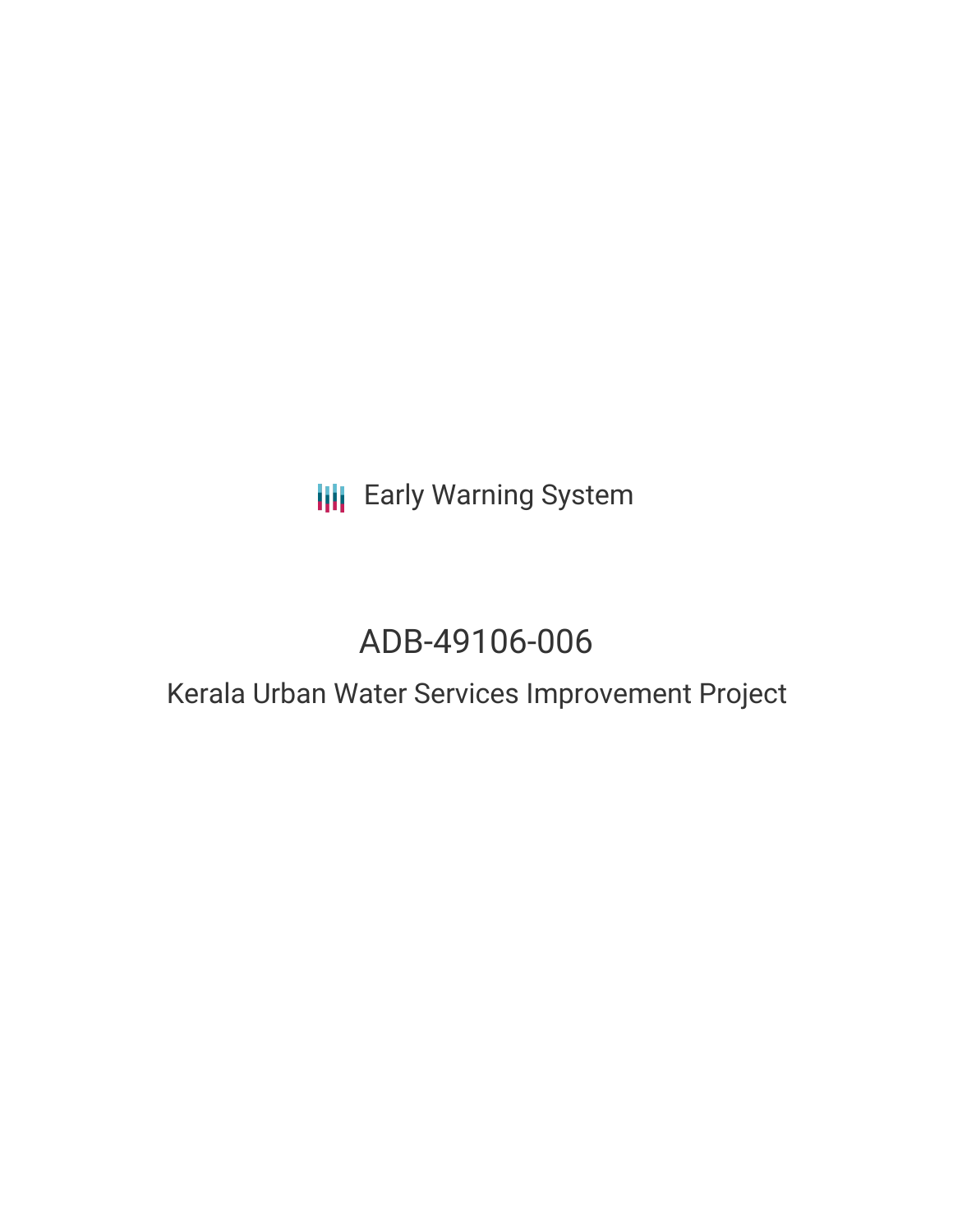Early Warning System

# ADB-49106-006

## Kerala Urban Water Services Improvement Project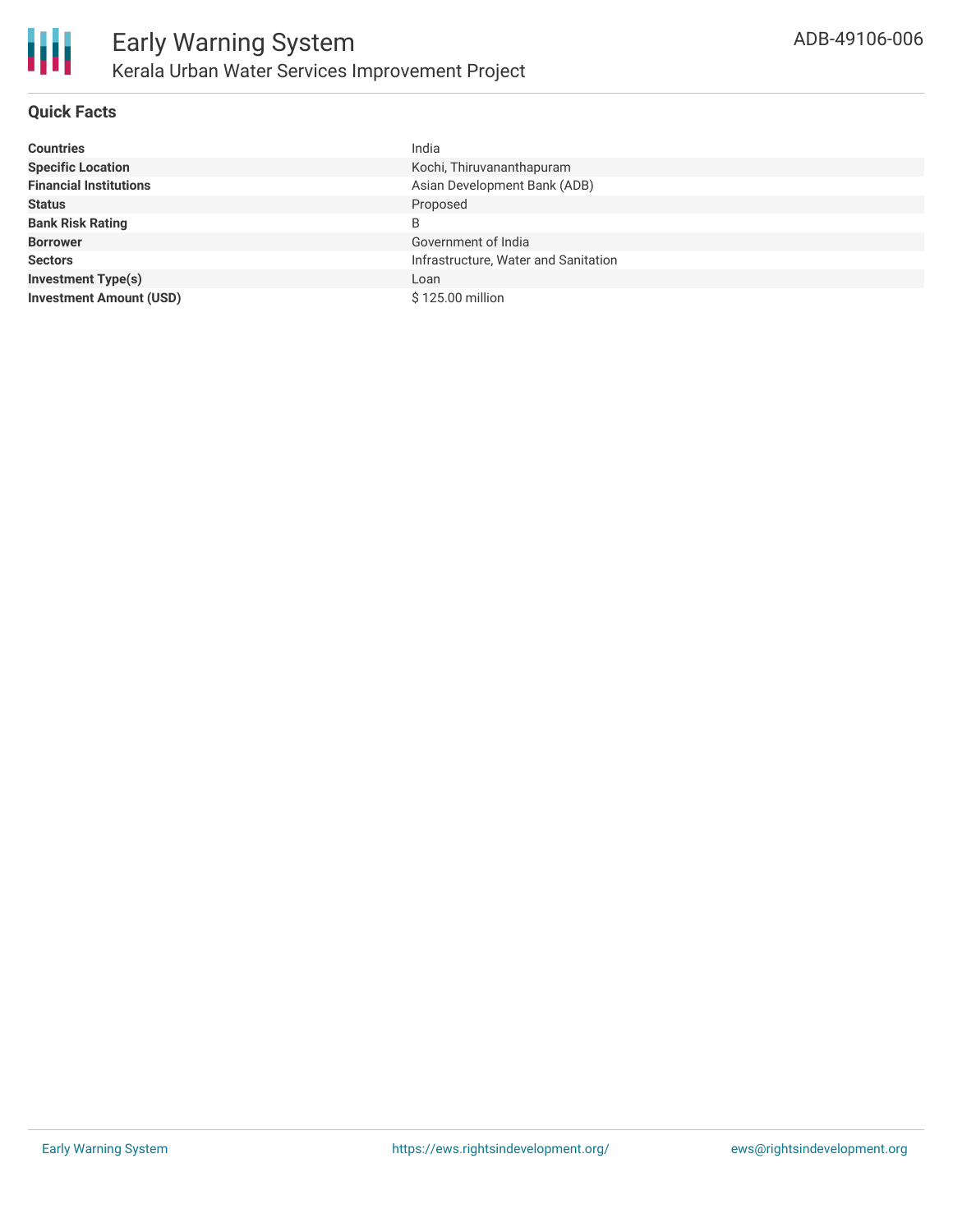## Quick Facts

| | |
|---|---|
| **Countries** | India |
| **Specific Location** | Kochi, Thiruvananthapuram |
| **Financial Institutions** | Asian Development Bank (ADB) |
| **Status** | Proposed |
| **Bank Risk Rating** | B |
| **Borrower** | Government of India |
| **Sectors** | Infrastructure, Water and Sanitation |
| **Investment Type(s)** | Loan |
| **Investment Amount (USD)** | $ 125.00 million |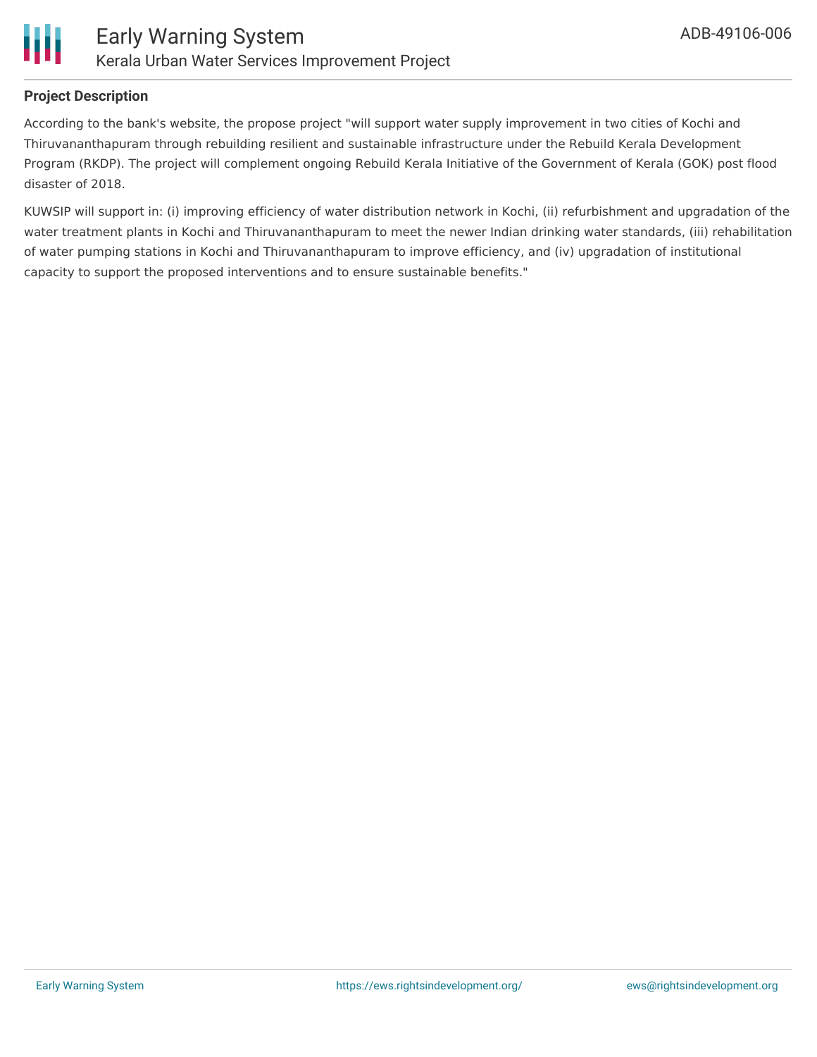### Project Description

According to the bank's website, the propose project "will support water supply improvement in two cities of Kochi and Thiruvananthapuram through rebuilding resilient and sustainable infrastructure under the Rebuild Kerala Development Program (RKDP). The project will complement ongoing Rebuild Kerala Initiative of the Government of Kerala (GOK) post flood disaster of 2018.

KUWSIP will support in: (i) improving efficiency of water distribution network in Kochi, (ii) refurbishment and upgradation of the water treatment plants in Kochi and Thiruvananthapuram to meet the newer Indian drinking water standards, (iii) rehabilitation of water pumping stations in Kochi and Thiruvananthapuram to improve efficiency, and (iv) upgradation of institutional capacity to support the proposed interventions and to ensure sustainable benefits."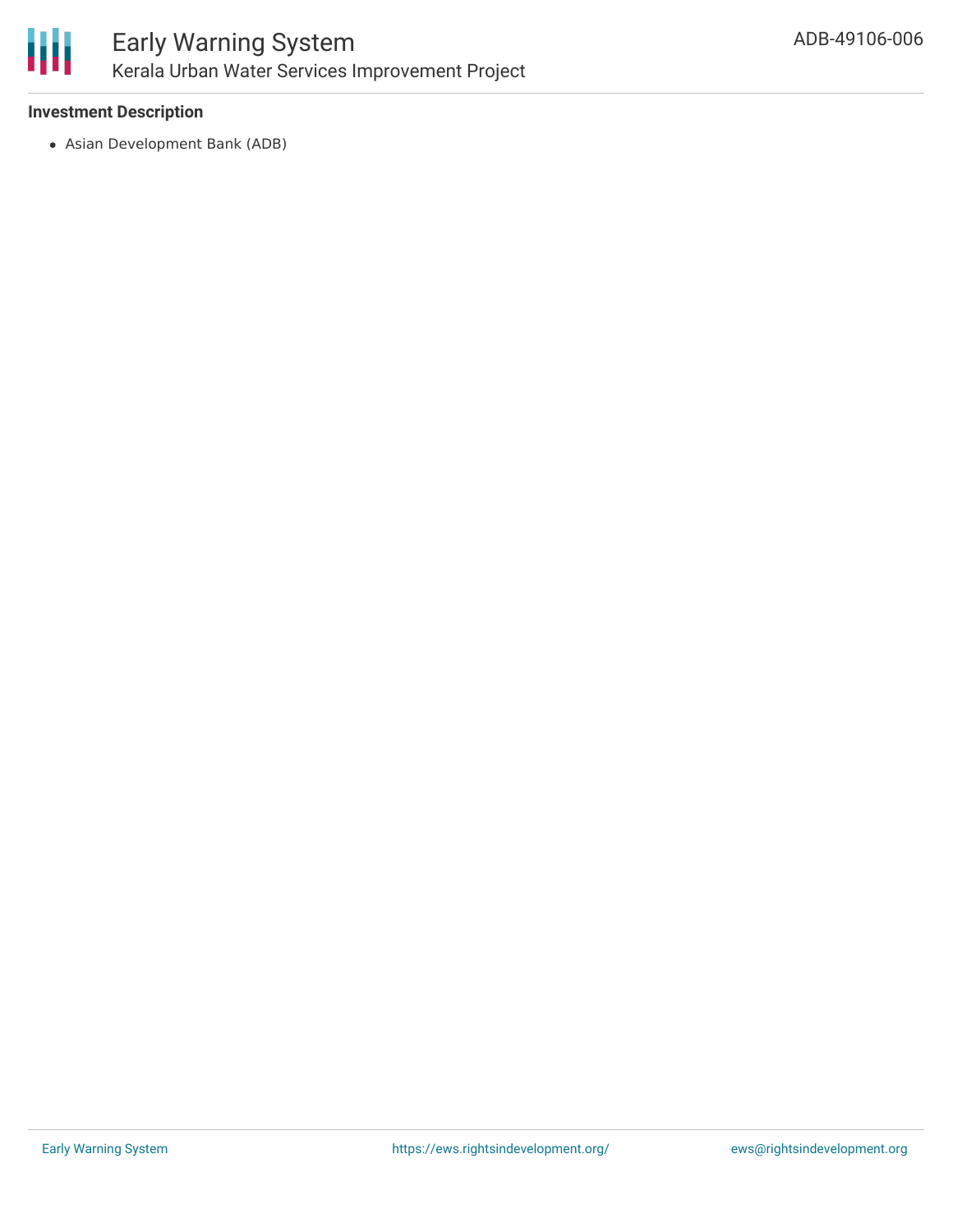### Investment Description

- Asian Development Bank (ADB)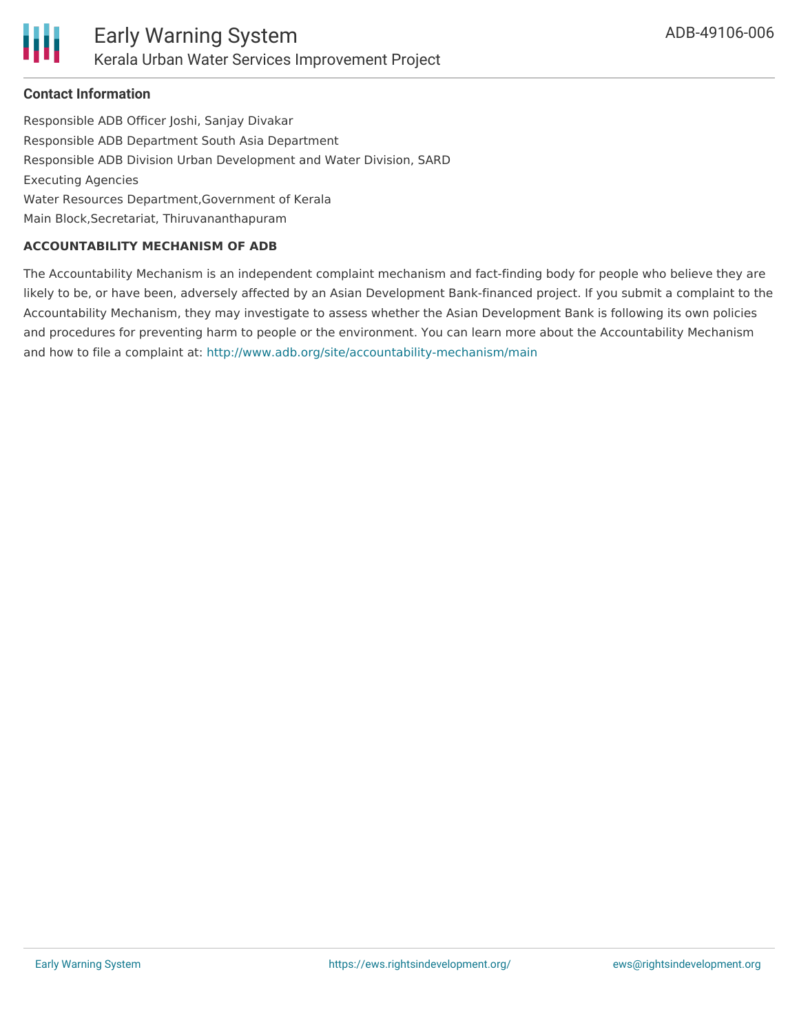## Contact Information

Responsible ADB Officer Joshi, Sanjay Divakar
Responsible ADB Department South Asia Department
Responsible ADB Division Urban Development and Water Division, SARD
Executing Agencies
Water Resources Department,Government of Kerala
Main Block,Secretariat, Thiruvananthapuram

### ACCOUNTABILITY MECHANISM OF ADB

The Accountability Mechanism is an independent complaint mechanism and fact-finding body for people who believe they are likely to be, or have been, adversely affected by an Asian Development Bank-financed project. If you submit a complaint to the Accountability Mechanism, they may investigate to assess whether the Asian Development Bank is following its own policies and procedures for preventing harm to people or the environment. You can learn more about the Accountability Mechanism and how to file a complaint at: http://www.adb.org/site/accountability-mechanism/main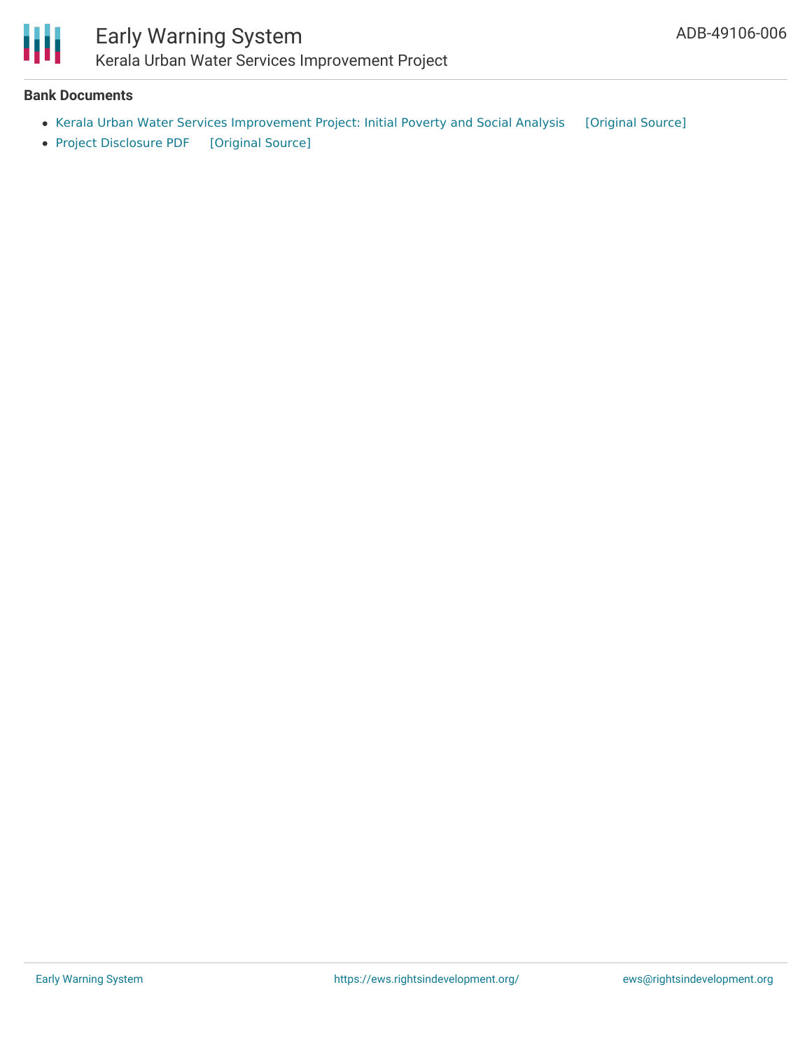### Bank Documents

- Kerala Urban Water Services Improvement Project: Initial Poverty and Social Analysis [Original Source]
- Project Disclosure PDF [Original Source]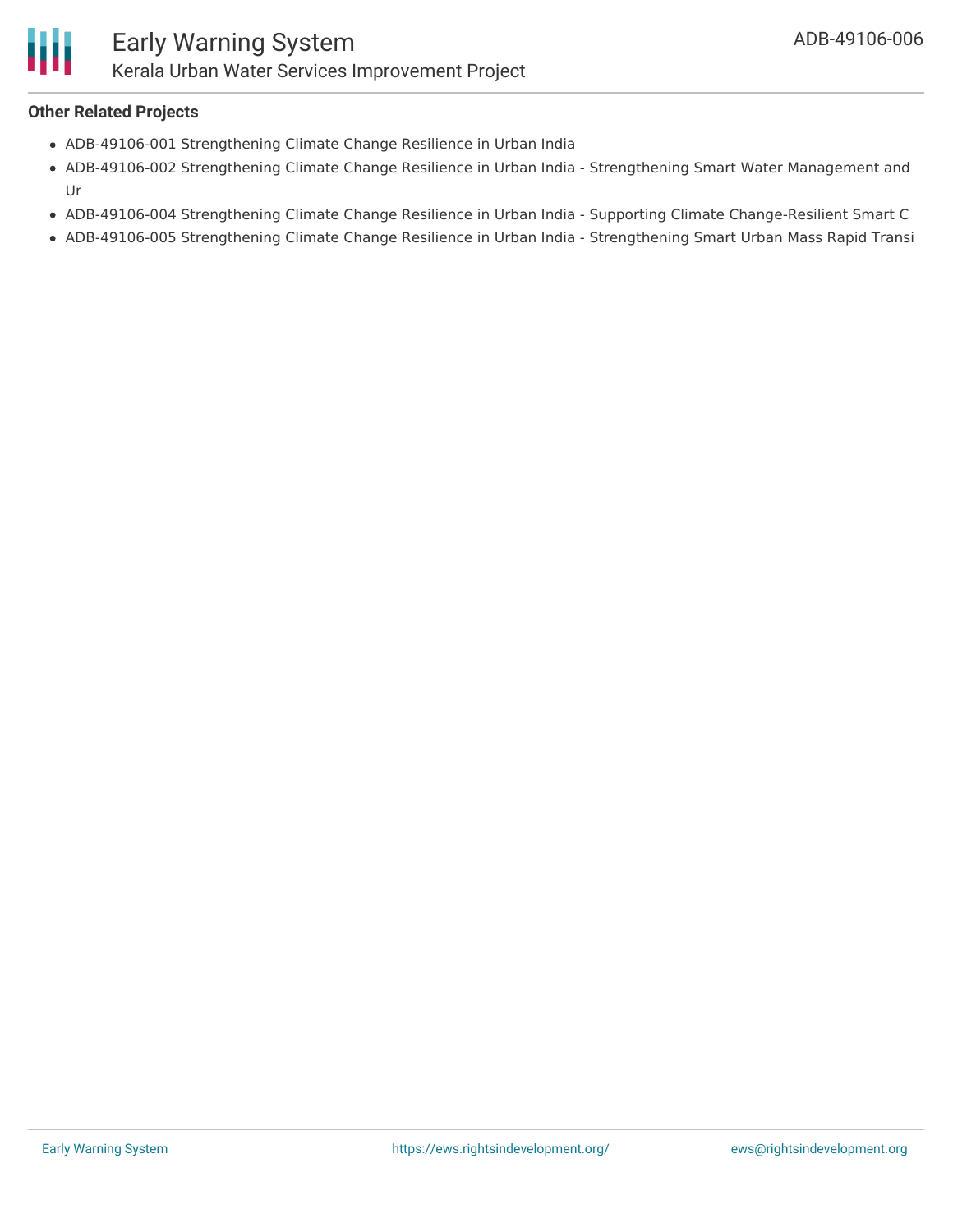**Other Related Projects**

- ADB-49106-001 Strengthening Climate Change Resilience in Urban India
- ADB-49106-002 Strengthening Climate Change Resilience in Urban India - Strengthening Smart Water Management and Ur
- ADB-49106-004 Strengthening Climate Change Resilience in Urban India - Supporting Climate Change-Resilient Smart C
- ADB-49106-005 Strengthening Climate Change Resilience in Urban India - Strengthening Smart Urban Mass Rapid Transi